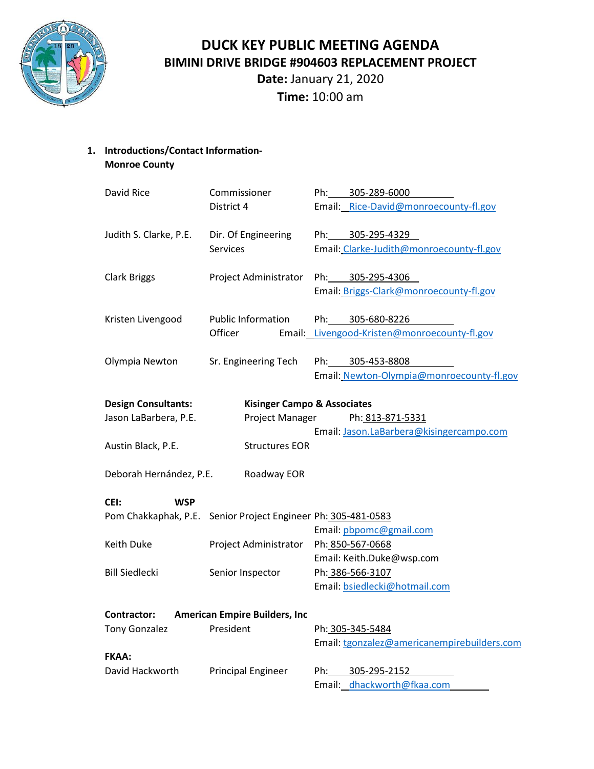# DUCK KEY PUBLIC MEETING AGENDA

## BIMINI DRIVE BRIDGE #904603 REPLACEMENT PROJECT

**Date:** January 21, 2020

**Time:** 10:00 am

1. **Introductions/Contact Information- Monroe County**

| | | |
|---|---|---|
| David Rice | Commissioner District 4 | Ph: 305-289-6000<br>Email: Rice-David@monroecounty-fl.gov |
| Judith S. Clarke, P.E. | Dir. Of Engineering Services | Ph: 305-295-4329<br>Email: Clarke-Judith@monroecounty-fl.gov |
| Clark Briggs | Project Administrator | Ph: 305-295-4306<br>Email: Briggs-Clark@monroecounty-fl.gov |
| Kristen Livengood | Public Information Officer | Ph: 305-680-8226<br>Email: Livengood-Kristen@monroecounty-fl.gov |
| Olympia Newton | Sr. Engineering Tech | Ph: 305-453-8808<br>Email: Newton-Olympia@monroecounty-fl.gov |

**Design Consultants:** **Kisinger Campo & Associates**

| | | |
|---|---|---|
| Jason LaBarbera, P.E. | Project Manager | Ph: 813-871-5331<br>Email: Jason.LaBarbera@kisingercampo.com |
| Austin Black, P.E. | Structures EOR | |
| Deborah Hernández, P.E. | Roadway EOR | |

**CEI:** **WSP**

| | | |
|---|---|---|
| Pom Chakkaphak, P.E. | Senior Project Engineer | Ph: 305-481-0583<br>Email: pbpomc@gmail.com |
| Keith Duke | Project Administrator | Ph: 850-567-0668<br>Email: Keith.Duke@wsp.com |
| Bill Siedlecki | Senior Inspector | Ph: 386-566-3107<br>Email: bsiedlecki@hotmail.com |

**Contractor:** **American Empire Builders, Inc**

| | | |
|---|---|---|
| Tony Gonzalez | President | Ph: 305-345-5484<br>Email: tgonzalez@americanempirebuilders.com |

**FKAA:**

| | | |
|---|---|---|
| David Hackworth | Principal Engineer | Ph: 305-295-2152<br>Email: dhackworth@fkaa.com |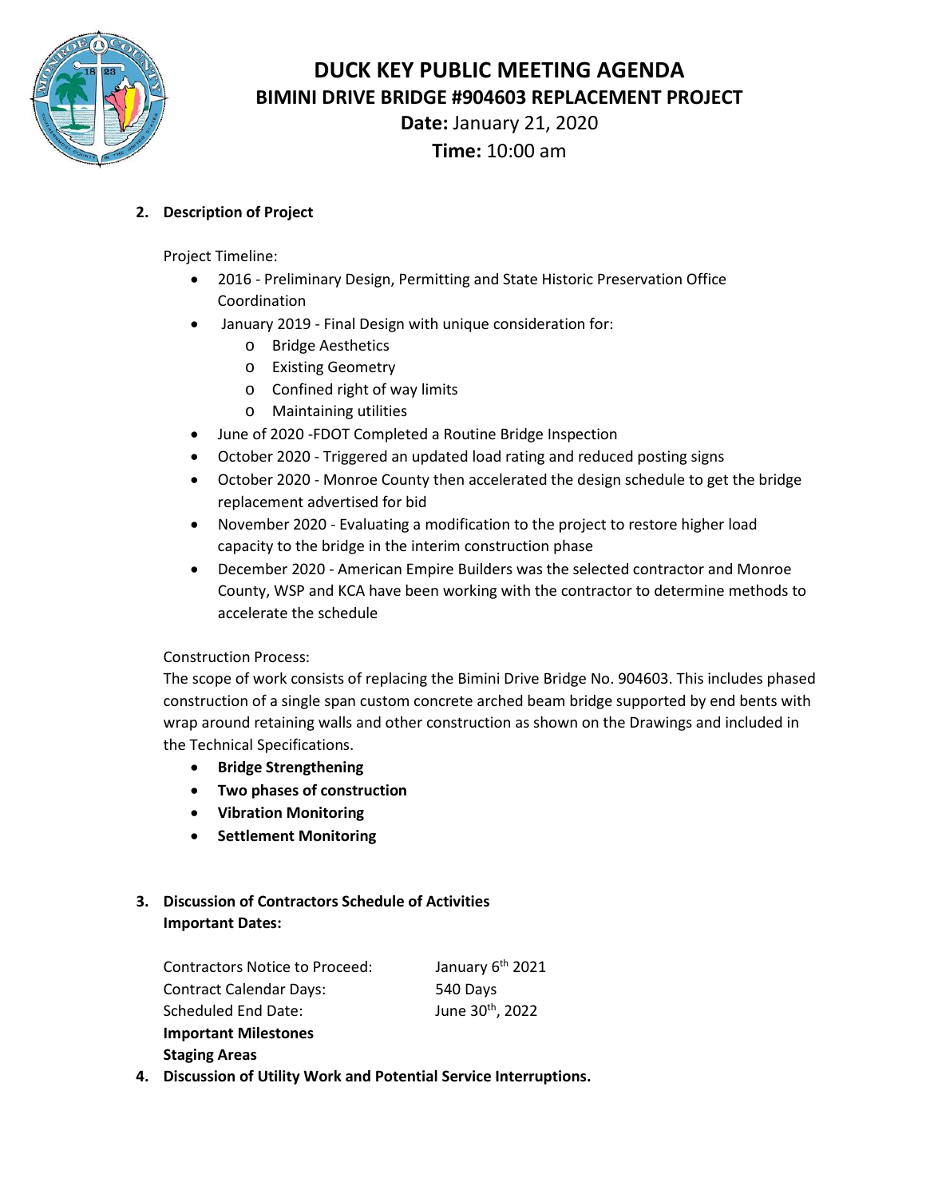# DUCK KEY PUBLIC MEETING AGENDA

## BIMINI DRIVE BRIDGE #904603 REPLACEMENT PROJECT

**Date:** January 21, 2020

**Time:** 10:00 am

**2. Description of Project**

Project Timeline:

- 2016 - Preliminary Design, Permitting and State Historic Preservation Office Coordination
- January 2019 - Final Design with unique consideration for:
  - Bridge Aesthetics
  - Existing Geometry
  - Confined right of way limits
  - Maintaining utilities
- June of 2020 -FDOT Completed a Routine Bridge Inspection
- October 2020 - Triggered an updated load rating and reduced posting signs
- October 2020 - Monroe County then accelerated the design schedule to get the bridge replacement advertised for bid
- November 2020 - Evaluating a modification to the project to restore higher load capacity to the bridge in the interim construction phase
- December 2020 - American Empire Builders was the selected contractor and Monroe County, WSP and KCA have been working with the contractor to determine methods to accelerate the schedule

Construction Process:

The scope of work consists of replacing the Bimini Drive Bridge No. 904603. This includes phased construction of a single span custom concrete arched beam bridge supported by end bents with wrap around retaining walls and other construction as shown on the Drawings and included in the Technical Specifications.

- **Bridge Strengthening**
- **Two phases of construction**
- **Vibration Monitoring**
- **Settlement Monitoring**

**3. Discussion of Contractors Schedule of Activities**

**Important Dates:**

Contractors Notice to Proceed: January 6th 2021

Contract Calendar Days: 540 Days

Scheduled End Date: June 30th, 2022

**Important Milestones**

**Staging Areas**

**4. Discussion of Utility Work and Potential Service Interruptions.**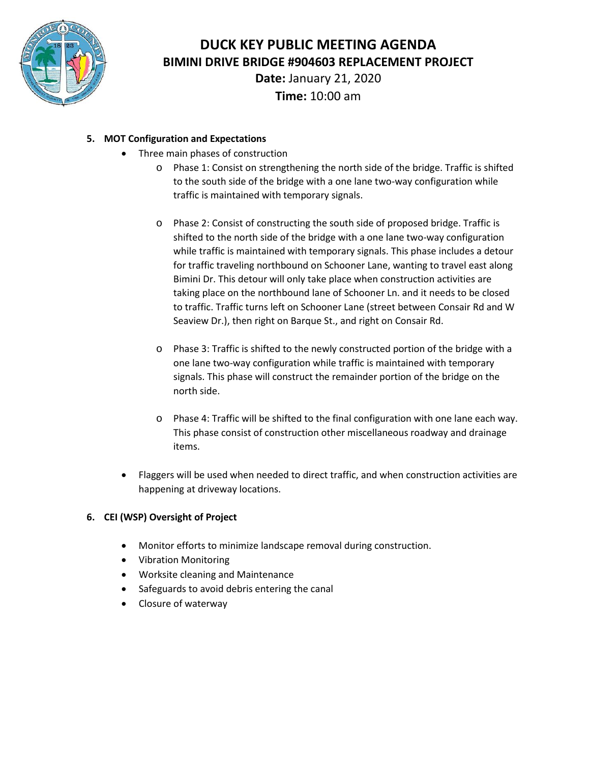# DUCK KEY PUBLIC MEETING AGENDA
## BIMINI DRIVE BRIDGE #904603 REPLACEMENT PROJECT

**Date:** January 21, 2020

**Time:** 10:00 am

5. **MOT Configuration and Expectations**
   - Three main phases of construction
     - Phase 1: Consist on strengthening the north side of the bridge. Traffic is shifted to the south side of the bridge with a one lane two-way configuration while traffic is maintained with temporary signals.
     - Phase 2: Consist of constructing the south side of proposed bridge. Traffic is shifted to the north side of the bridge with a one lane two-way configuration while traffic is maintained with temporary signals. This phase includes a detour for traffic traveling northbound on Schooner Lane, wanting to travel east along Bimini Dr. This detour will only take place when construction activities are taking place on the northbound lane of Schooner Ln. and it needs to be closed to traffic. Traffic turns left on Schooner Lane (street between Consair Rd and W Seaview Dr.), then right on Barque St., and right on Consair Rd.
     - Phase 3: Traffic is shifted to the newly constructed portion of the bridge with a one lane two-way configuration while traffic is maintained with temporary signals. This phase will construct the remainder portion of the bridge on the north side.
     - Phase 4: Traffic will be shifted to the final configuration with one lane each way. This phase consist of construction other miscellaneous roadway and drainage items.
   - Flaggers will be used when needed to direct traffic, and when construction activities are happening at driveway locations.

6. **CEI (WSP) Oversight of Project**
   - Monitor efforts to minimize landscape removal during construction.
   - Vibration Monitoring
   - Worksite cleaning and Maintenance
   - Safeguards to avoid debris entering the canal
   - Closure of waterway